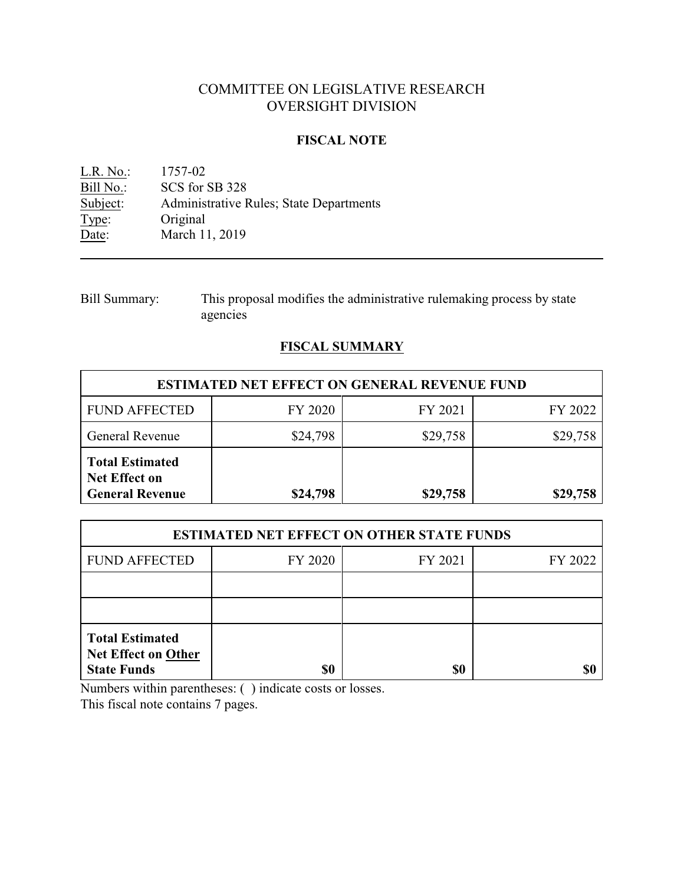# COMMITTEE ON LEGISLATIVE RESEARCH
# OVERSIGHT DIVISION

## FISCAL NOTE

L.R. No.: 1757-02
Bill No.: SCS for SB 328
Subject: Administrative Rules; State Departments
Type: Original
Date: March 11, 2019

---

Bill Summary: This proposal modifies the administrative rulemaking process by state agencies

## FISCAL SUMMARY

| ESTIMATED NET EFFECT ON GENERAL REVENUE FUND | | | |
|---|---|---|---|
| FUND AFFECTED | FY 2020 | FY 2021 | FY 2022 |
| General Revenue | $24,798 | $29,758 | $29,758 |
| **Total Estimated Net Effect on General Revenue** | **$24,798** | **$29,758** | **$29,758** |

| ESTIMATED NET EFFECT ON OTHER STATE FUNDS | | | |
|---|---|---|---|
| FUND AFFECTED | FY 2020 | FY 2021 | FY 2022 |
| | | | |
| | | | |
| **Total Estimated Net Effect on Other State Funds** | **$0** | **$0** | **$0** |

Numbers within parentheses: ( ) indicate costs or losses.
This fiscal note contains 7 pages.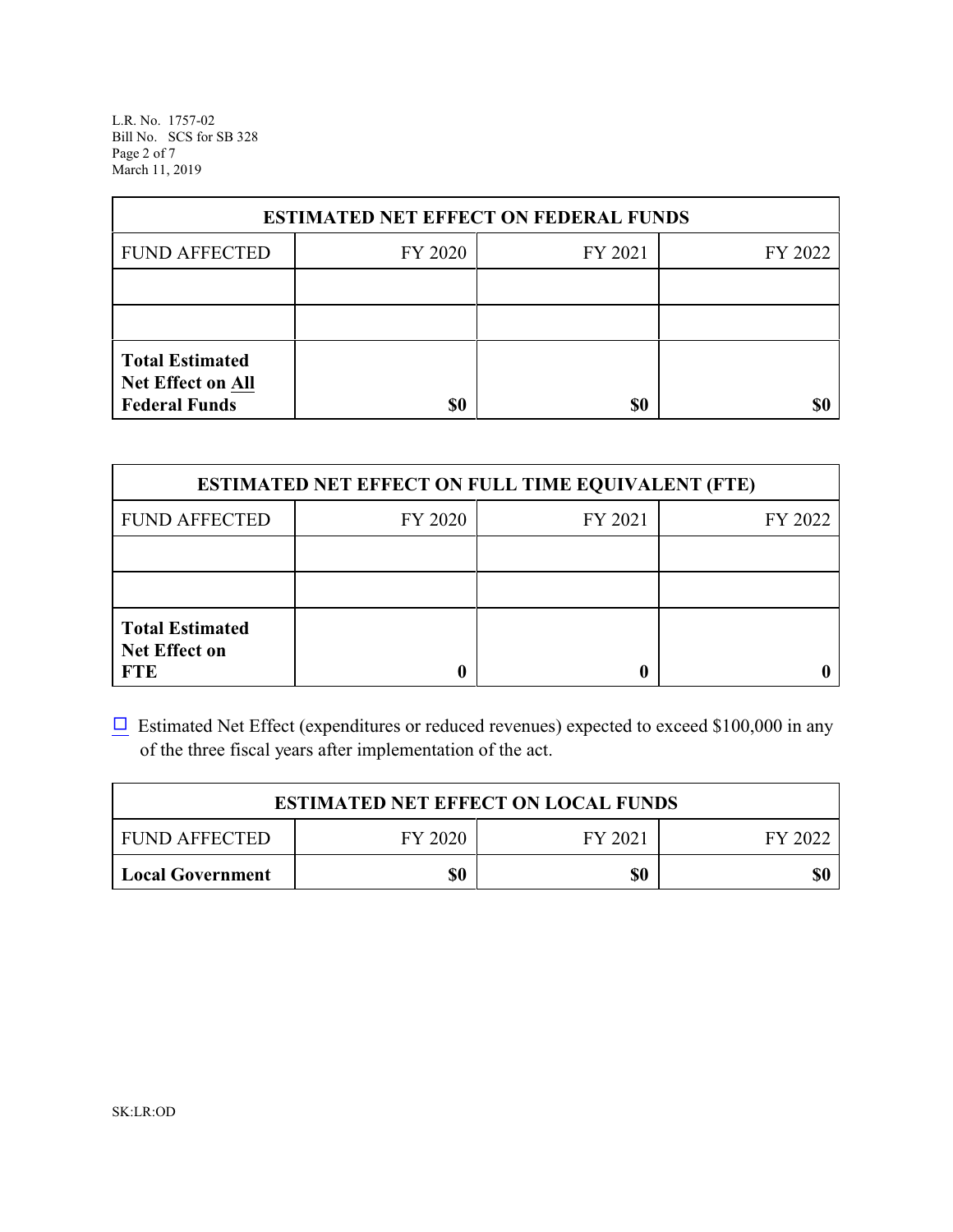| ESTIMATED NET EFFECT ON FEDERAL FUNDS | | | |
|---|---|---|---|
| FUND AFFECTED | FY 2020 | FY 2021 | FY 2022 |
| | | | |
| | | | |
| **Total Estimated Net Effect on All Federal Funds** | **$0** | **$0** | **$0** |

| ESTIMATED NET EFFECT ON FULL TIME EQUIVALENT (FTE) | | | |
|---|---|---|---|
| FUND AFFECTED | FY 2020 | FY 2021 | FY 2022 |
| | | | |
| | | | |
| **Total Estimated Net Effect on FTE** | **0** | **0** | **0** |

☐ Estimated Net Effect (expenditures or reduced revenues) expected to exceed $100,000 in any of the three fiscal years after implementation of the act.

| ESTIMATED NET EFFECT ON LOCAL FUNDS | | | |
|---|---|---|---|
| FUND AFFECTED | FY 2020 | FY 2021 | FY 2022 |
| **Local Government** | **$0** | **$0** | **$0** |

SK:LR:OD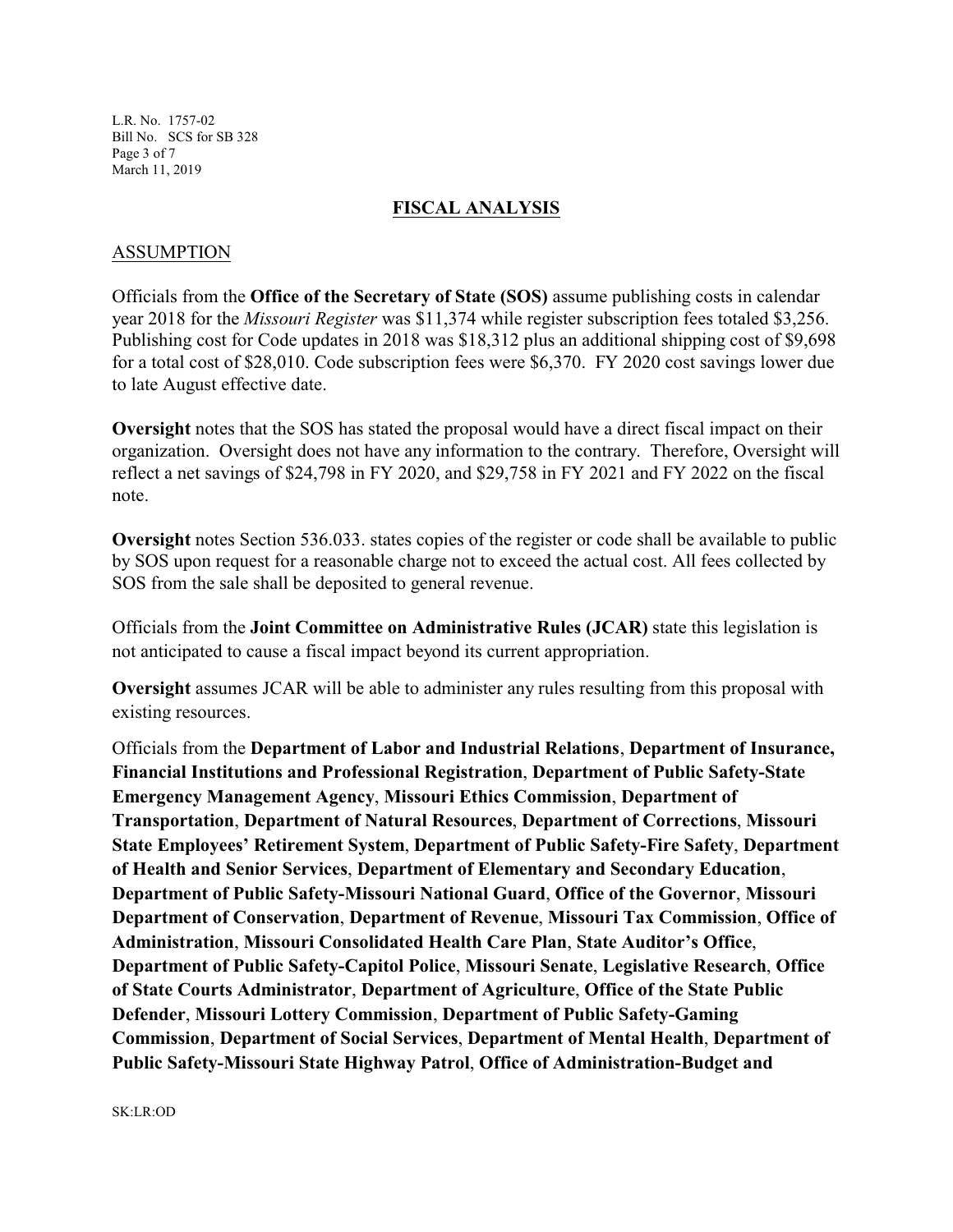## FISCAL ANALYSIS

### ASSUMPTION

Officials from the **Office of the Secretary of State (SOS)** assume publishing costs in calendar year 2018 for the *Missouri Register* was $11,374 while register subscription fees totaled $3,256. Publishing cost for Code updates in 2018 was $18,312 plus an additional shipping cost of $9,698 for a total cost of $28,010. Code subscription fees were $6,370. FY 2020 cost savings lower due to late August effective date.

**Oversight** notes that the SOS has stated the proposal would have a direct fiscal impact on their organization. Oversight does not have any information to the contrary. Therefore, Oversight will reflect a net savings of $24,798 in FY 2020, and $29,758 in FY 2021 and FY 2022 on the fiscal note.

**Oversight** notes Section 536.033. states copies of the register or code shall be available to public by SOS upon request for a reasonable charge not to exceed the actual cost. All fees collected by SOS from the sale shall be deposited to general revenue.

Officials from the **Joint Committee on Administrative Rules (JCAR)** state this legislation is not anticipated to cause a fiscal impact beyond its current appropriation.

**Oversight** assumes JCAR will be able to administer any rules resulting from this proposal with existing resources.

Officials from the **Department of Labor and Industrial Relations**, **Department of Insurance, Financial Institutions and Professional Registration**, **Department of Public Safety-State Emergency Management Agency**, **Missouri Ethics Commission**, **Department of Transportation**, **Department of Natural Resources**, **Department of Corrections**, **Missouri State Employees' Retirement System**, **Department of Public Safety-Fire Safety**, **Department of Health and Senior Services**, **Department of Elementary and Secondary Education**, **Department of Public Safety-Missouri National Guard**, **Office of the Governor**, **Missouri Department of Conservation**, **Department of Revenue**, **Missouri Tax Commission**, **Office of Administration**, **Missouri Consolidated Health Care Plan**, **State Auditor's Office**, **Department of Public Safety-Capitol Police**, **Missouri Senate**, **Legislative Research**, **Office of State Courts Administrator**, **Department of Agriculture**, **Office of the State Public Defender**, **Missouri Lottery Commission**, **Department of Public Safety-Gaming Commission**, **Department of Social Services**, **Department of Mental Health**, **Department of Public Safety-Missouri State Highway Patrol**, **Office of Administration-Budget and**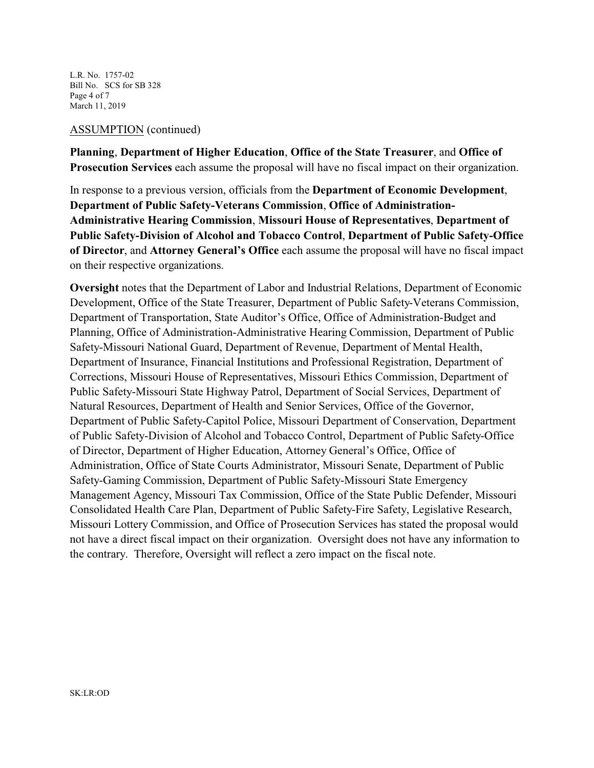ASSUMPTION (continued)

**Planning**, **Department of Higher Education**, **Office of the State Treasurer**, and **Office of Prosecution Services** each assume the proposal will have no fiscal impact on their organization.

In response to a previous version, officials from the **Department of Economic Development**, **Department of Public Safety-Veterans Commission**, **Office of Administration-Administrative Hearing Commission**, **Missouri House of Representatives**, **Department of Public Safety-Division of Alcohol and Tobacco Control**, **Department of Public Safety-Office of Director**, and **Attorney General's Office** each assume the proposal will have no fiscal impact on their respective organizations.

**Oversight** notes that the Department of Labor and Industrial Relations, Department of Economic Development, Office of the State Treasurer, Department of Public Safety-Veterans Commission, Department of Transportation, State Auditor's Office, Office of Administration-Budget and Planning, Office of Administration-Administrative Hearing Commission, Department of Public Safety-Missouri National Guard, Department of Revenue, Department of Mental Health, Department of Insurance, Financial Institutions and Professional Registration, Department of Corrections, Missouri House of Representatives, Missouri Ethics Commission, Department of Public Safety-Missouri State Highway Patrol, Department of Social Services, Department of Natural Resources, Department of Health and Senior Services, Office of the Governor, Department of Public Safety-Capitol Police, Missouri Department of Conservation, Department of Public Safety-Division of Alcohol and Tobacco Control, Department of Public Safety-Office of Director, Department of Higher Education, Attorney General's Office, Office of Administration, Office of State Courts Administrator, Missouri Senate, Department of Public Safety-Gaming Commission, Department of Public Safety-Missouri State Emergency Management Agency, Missouri Tax Commission, Office of the State Public Defender, Missouri Consolidated Health Care Plan, Department of Public Safety-Fire Safety, Legislative Research, Missouri Lottery Commission, and Office of Prosecution Services has stated the proposal would not have a direct fiscal impact on their organization. Oversight does not have any information to the contrary. Therefore, Oversight will reflect a zero impact on the fiscal note.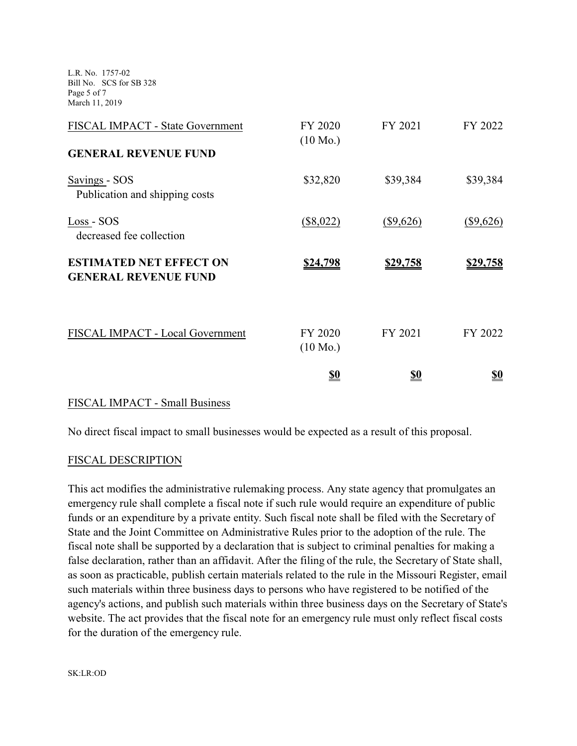| FISCAL IMPACT - State Government | FY 2020 (10 Mo.) | FY 2021 | FY 2022 |
|---|---|---|---|
| **GENERAL REVENUE FUND** | | | |
| Savings - SOS<br>Publication and shipping costs | $32,820 | $39,384 | $39,384 |
| Loss - SOS<br>decreased fee collection | ($8,022) | ($9,626) | ($9,626) |
| **ESTIMATED NET EFFECT ON GENERAL REVENUE FUND** | **$24,798** | **$29,758** | **$29,758** |

| FISCAL IMPACT - Local Government | FY 2020 (10 Mo.) | FY 2021 | FY 2022 |
|---|---|---|---|
| | **$0** | **$0** | **$0** |

FISCAL IMPACT - Small Business

No direct fiscal impact to small businesses would be expected as a result of this proposal.

FISCAL DESCRIPTION

This act modifies the administrative rulemaking process. Any state agency that promulgates an emergency rule shall complete a fiscal note if such rule would require an expenditure of public funds or an expenditure by a private entity. Such fiscal note shall be filed with the Secretary of State and the Joint Committee on Administrative Rules prior to the adoption of the rule. The fiscal note shall be supported by a declaration that is subject to criminal penalties for making a false declaration, rather than an affidavit. After the filing of the rule, the Secretary of State shall, as soon as practicable, publish certain materials related to the rule in the Missouri Register, email such materials within three business days to persons who have registered to be notified of the agency's actions, and publish such materials within three business days on the Secretary of State's website. The act provides that the fiscal note for an emergency rule must only reflect fiscal costs for the duration of the emergency rule.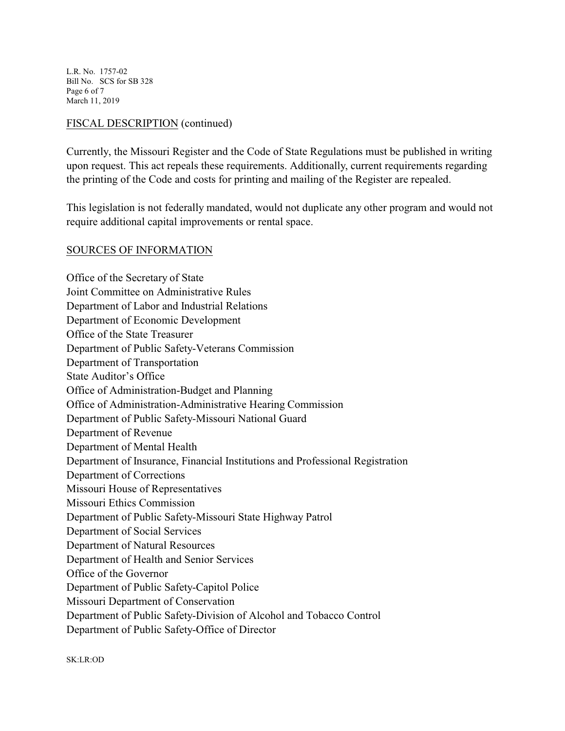## FISCAL DESCRIPTION (continued)

Currently, the Missouri Register and the Code of State Regulations must be published in writing upon request. This act repeals these requirements. Additionally, current requirements regarding the printing of the Code and costs for printing and mailing of the Register are repealed.

This legislation is not federally mandated, would not duplicate any other program and would not require additional capital improvements or rental space.

## SOURCES OF INFORMATION

Office of the Secretary of State
Joint Committee on Administrative Rules
Department of Labor and Industrial Relations
Department of Economic Development
Office of the State Treasurer
Department of Public Safety-Veterans Commission
Department of Transportation
State Auditor's Office
Office of Administration-Budget and Planning
Office of Administration-Administrative Hearing Commission
Department of Public Safety-Missouri National Guard
Department of Revenue
Department of Mental Health
Department of Insurance, Financial Institutions and Professional Registration
Department of Corrections
Missouri House of Representatives
Missouri Ethics Commission
Department of Public Safety-Missouri State Highway Patrol
Department of Social Services
Department of Natural Resources
Department of Health and Senior Services
Office of the Governor
Department of Public Safety-Capitol Police
Missouri Department of Conservation
Department of Public Safety-Division of Alcohol and Tobacco Control
Department of Public Safety-Office of Director

SK:LR:OD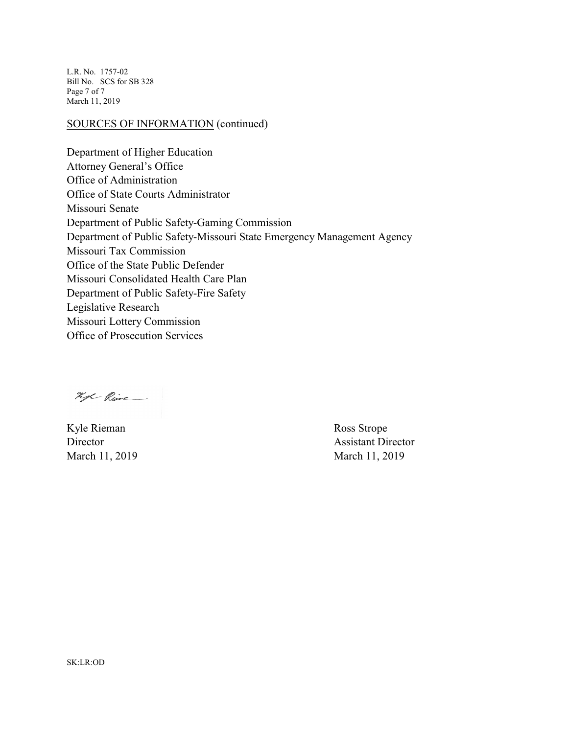SOURCES OF INFORMATION (continued)

Department of Higher Education
Attorney General's Office
Office of Administration
Office of State Courts Administrator
Missouri Senate
Department of Public Safety-Gaming Commission
Department of Public Safety-Missouri State Emergency Management Agency
Missouri Tax Commission
Office of the State Public Defender
Missouri Consolidated Health Care Plan
Department of Public Safety-Fire Safety
Legislative Research
Missouri Lottery Commission
Office of Prosecution Services

| | |
|---|---|
| Kyle Rieman | Ross Strope |
| Director | Assistant Director |
| March 11, 2019 | March 11, 2019 |

SK:LR:OD